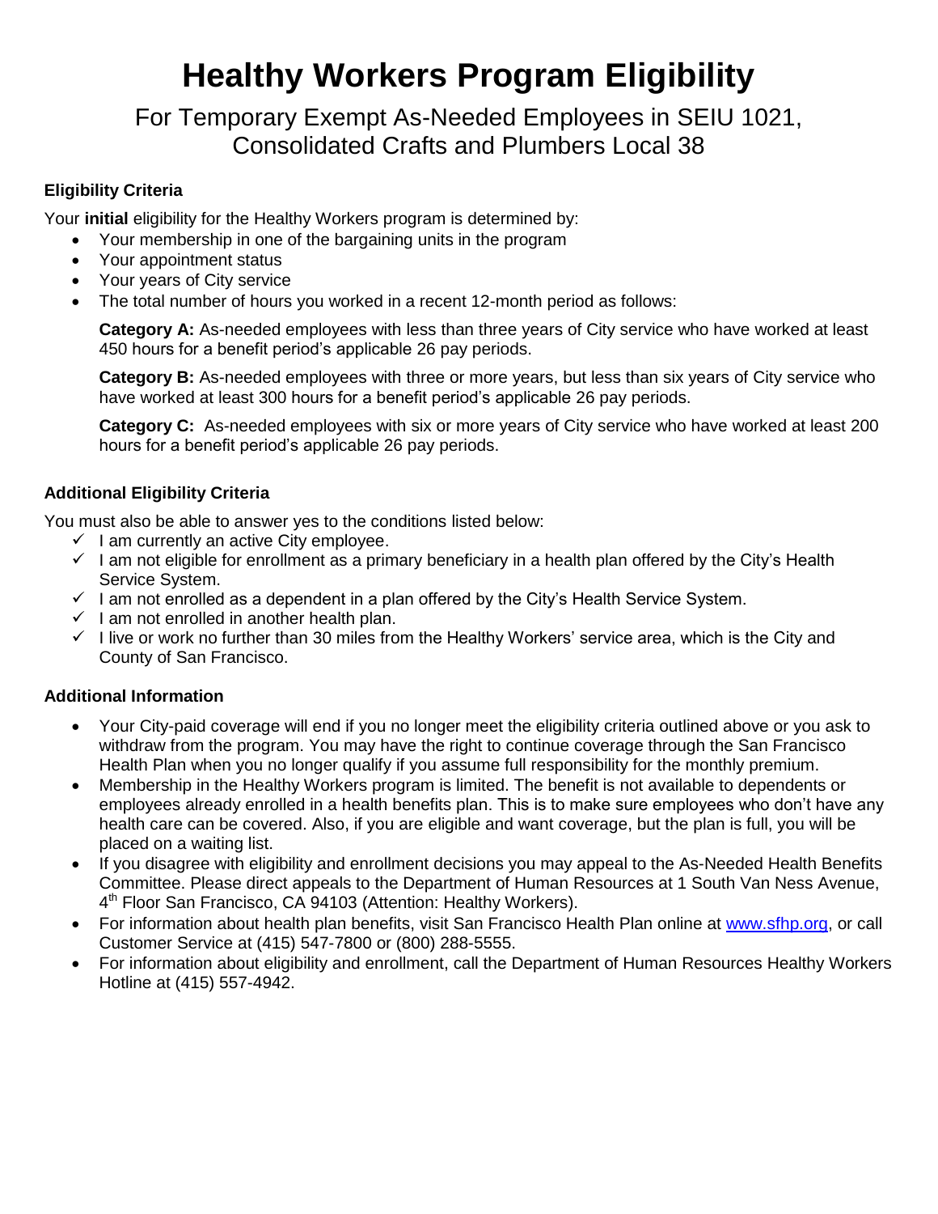# Healthy Workers Program Eligibility

## For Temporary Exempt As-Needed Employees in SEIU 1021, Consolidated Crafts and Plumbers Local 38

### Eligibility Criteria

Your **initial** eligibility for the Healthy Workers program is determined by:

- Your membership in one of the bargaining units in the program
- Your appointment status
- Your years of City service
- The total number of hours you worked in a recent 12-month period as follows:

  **Category A:** As-needed employees with less than three years of City service who have worked at least 450 hours for a benefit period's applicable 26 pay periods.

  **Category B:** As-needed employees with three or more years, but less than six years of City service who have worked at least 300 hours for a benefit period's applicable 26 pay periods.

  **Category C:** As-needed employees with six or more years of City service who have worked at least 200 hours for a benefit period's applicable 26 pay periods.

### Additional Eligibility Criteria

You must also be able to answer yes to the conditions listed below:

- ✓ I am currently an active City employee.
- ✓ I am not eligible for enrollment as a primary beneficiary in a health plan offered by the City's Health Service System.
- ✓ I am not enrolled as a dependent in a plan offered by the City's Health Service System.
- ✓ I am not enrolled in another health plan.
- ✓ I live or work no further than 30 miles from the Healthy Workers' service area, which is the City and County of San Francisco.

### Additional Information

- Your City-paid coverage will end if you no longer meet the eligibility criteria outlined above or you ask to withdraw from the program. You may have the right to continue coverage through the San Francisco Health Plan when you no longer qualify if you assume full responsibility for the monthly premium.
- Membership in the Healthy Workers program is limited. The benefit is not available to dependents or employees already enrolled in a health benefits plan. This is to make sure employees who don't have any health care can be covered. Also, if you are eligible and want coverage, but the plan is full, you will be placed on a waiting list.
- If you disagree with eligibility and enrollment decisions you may appeal to the As-Needed Health Benefits Committee. Please direct appeals to the Department of Human Resources at 1 South Van Ness Avenue, 4th Floor San Francisco, CA 94103 (Attention: Healthy Workers).
- For information about health plan benefits, visit San Francisco Health Plan online at [www.sfhp.org](http://www.sfhp.org), or call Customer Service at (415) 547-7800 or (800) 288-5555.
- For information about eligibility and enrollment, call the Department of Human Resources Healthy Workers Hotline at (415) 557-4942.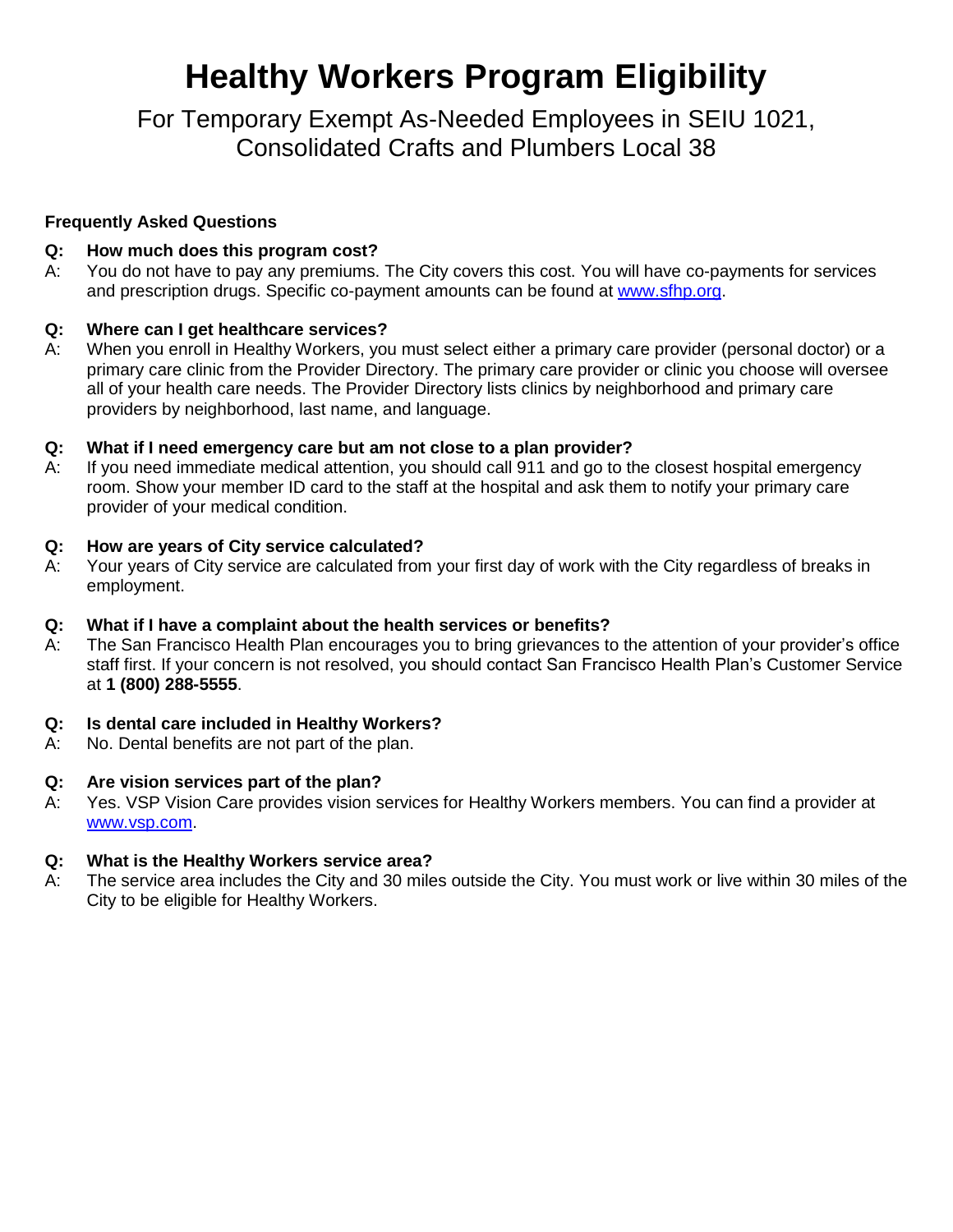# Healthy Workers Program Eligibility

For Temporary Exempt As-Needed Employees in SEIU 1021, Consolidated Crafts and Plumbers Local 38

**Frequently Asked Questions**

**Q: How much does this program cost?**
A: You do not have to pay any premiums. The City covers this cost. You will have co-payments for services and prescription drugs. Specific co-payment amounts can be found at www.sfhp.org.

**Q: Where can I get healthcare services?**
A: When you enroll in Healthy Workers, you must select either a primary care provider (personal doctor) or a primary care clinic from the Provider Directory. The primary care provider or clinic you choose will oversee all of your health care needs. The Provider Directory lists clinics by neighborhood and primary care providers by neighborhood, last name, and language.

**Q: What if I need emergency care but am not close to a plan provider?**
A: If you need immediate medical attention, you should call 911 and go to the closest hospital emergency room. Show your member ID card to the staff at the hospital and ask them to notify your primary care provider of your medical condition.

**Q: How are years of City service calculated?**
A: Your years of City service are calculated from your first day of work with the City regardless of breaks in employment.

**Q: What if I have a complaint about the health services or benefits?**
A: The San Francisco Health Plan encourages you to bring grievances to the attention of your provider's office staff first. If your concern is not resolved, you should contact San Francisco Health Plan's Customer Service at **1 (800) 288-5555**.

**Q: Is dental care included in Healthy Workers?**
A: No. Dental benefits are not part of the plan.

**Q: Are vision services part of the plan?**
A: Yes. VSP Vision Care provides vision services for Healthy Workers members. You can find a provider at www.vsp.com.

**Q: What is the Healthy Workers service area?**
A: The service area includes the City and 30 miles outside the City. You must work or live within 30 miles of the City to be eligible for Healthy Workers.